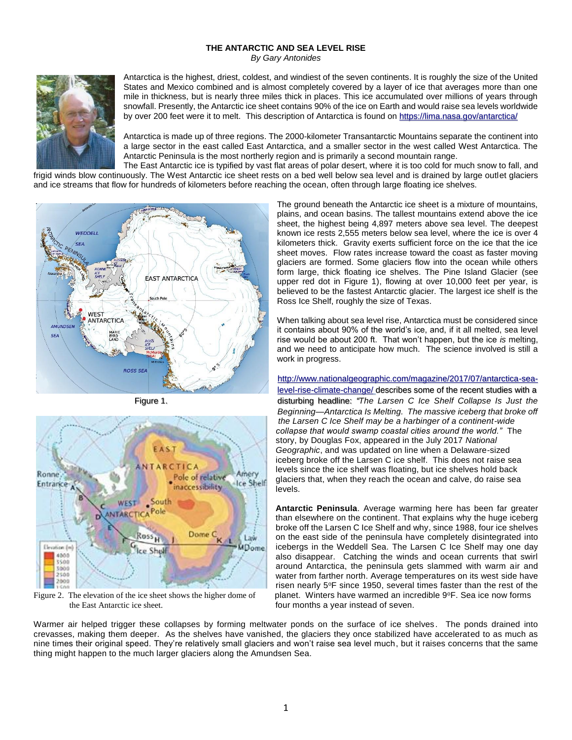# THE ANTARCTIC AND SEA LEVEL RISE

*By Gary Antonides*

Antarctica is the highest, driest, coldest, and windiest of the seven continents. It is roughly the size of the United States and Mexico combined and is almost completely covered by a layer of ice that averages more than one mile in thickness, but is nearly three miles thick in places. This ice accumulated over millions of years through snowfall. Presently, the Antarctic ice sheet contains 90% of the ice on Earth and would raise sea levels worldwide by over 200 feet were it to melt. This description of Antarctica is found on https://lima.nasa.gov/antarctica/

Antarctica is made up of three regions. The 2000-kilometer Transantarctic Mountains separate the continent into a large sector in the east called East Antarctica, and a smaller sector in the west called West Antarctica. The Antarctic Peninsula is the most northerly region and is primarily a second mountain range.

The East Antarctic ice is typified by vast flat areas of polar desert, where it is too cold for much snow to fall, and frigid winds blow continuously. The West Antarctic ice sheet rests on a bed well below sea level and is drained by large outlet glaciers and ice streams that flow for hundreds of kilometers before reaching the ocean, often through large floating ice shelves.

Figure 1.

Figure 2. The elevation of the ice sheet shows the higher dome of the East Antarctic ice sheet.

The ground beneath the Antarctic ice sheet is a mixture of mountains, plains, and ocean basins. The tallest mountains extend above the ice sheet, the highest being 4,897 meters above sea level. The deepest known ice rests 2,555 meters below sea level, where the ice is over 4 kilometers thick. Gravity exerts sufficient force on the ice that the ice sheet moves. Flow rates increase toward the coast as faster moving glaciers are formed. Some glaciers flow into the ocean while others form large, thick floating ice shelves. The Pine Island Glacier (see upper red dot in Figure 1), flowing at over 10,000 feet per year, is believed to be the fastest Antarctic glacier. The largest ice shelf is the Ross Ice Shelf, roughly the size of Texas.

When talking about sea level rise, Antarctica must be considered since it contains about 90% of the world's ice, and, if it all melted, sea level rise would be about 200 ft. That won't happen, but the ice *is* melting, and we need to anticipate how much. The science involved is still a work in progress.

http://www.nationalgeographic.com/magazine/2017/07/antarctica-sea-level-rise-climate-change/ describes some of the recent studies with a disturbing headline: *"The Larsen C Ice Shelf Collapse Is Just the Beginning—Antarctica Is Melting. The massive iceberg that broke off the Larsen C Ice Shelf may be a harbinger of a continent-wide collapse that would swamp coastal cities around the world."* The story, by Douglas Fox, appeared in the July 2017 *National Geographic*, and was updated on line when a Delaware-sized iceberg broke off the Larsen C ice shelf. This does not raise sea levels since the ice shelf was floating, but ice shelves hold back glaciers that, when they reach the ocean and calve, do raise sea levels.

**Antarctic Peninsula**. Average warming here has been far greater than elsewhere on the continent. That explains why the huge iceberg broke off the Larsen C Ice Shelf and why, since 1988, four ice shelves on the east side of the peninsula have completely disintegrated into icebergs in the Weddell Sea. The Larsen C Ice Shelf may one day also disappear. Catching the winds and ocean currents that swirl around Antarctica, the peninsula gets slammed with warm air and water from farther north. Average temperatures on its west side have risen nearly 5°F since 1950, several times faster than the rest of the planet. Winters have warmed an incredible 9°F. Sea ice now forms four months a year instead of seven.

Warmer air helped trigger these collapses by forming meltwater ponds on the surface of ice shelves. The ponds drained into crevasses, making them deeper. As the shelves have vanished, the glaciers they once stabilized have accelerated to as much as nine times their original speed. They're relatively small glaciers and won't raise sea level much, but it raises concerns that the same thing might happen to the much larger glaciers along the Amundsen Sea.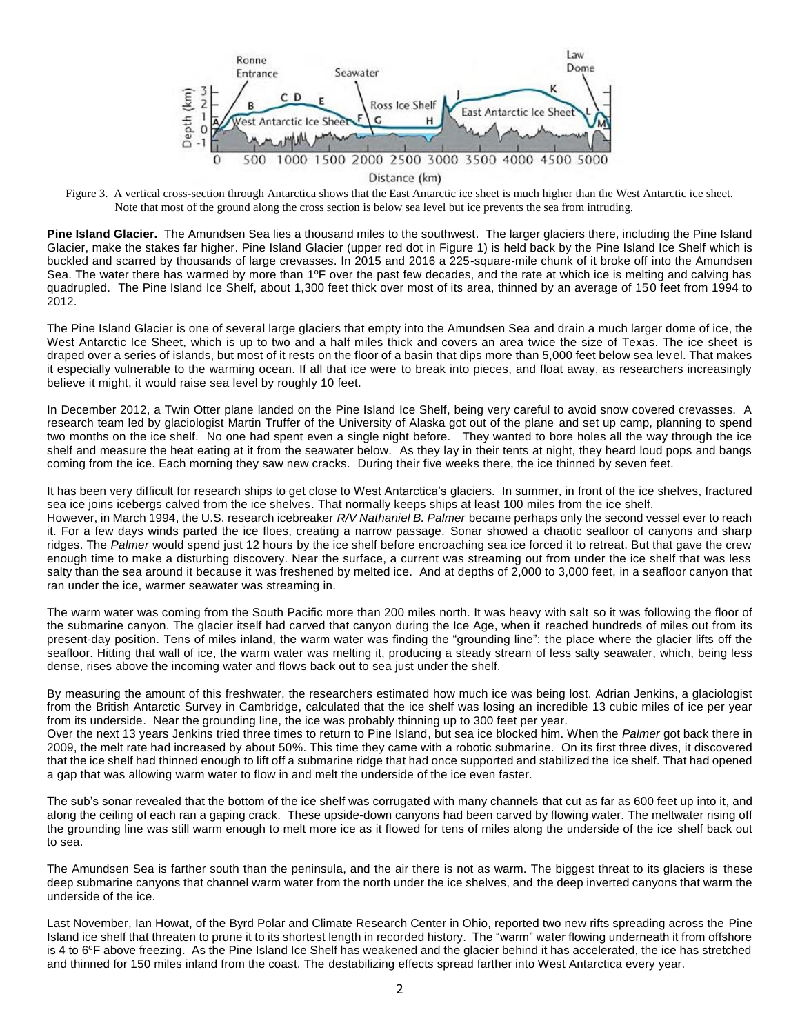Figure 3. A vertical cross-section through Antarctica shows that the East Antarctic ice sheet is much higher than the West Antarctic ice sheet. Note that most of the ground along the cross section is below sea level but ice prevents the sea from intruding.

**Pine Island Glacier.** The Amundsen Sea lies a thousand miles to the southwest. The larger glaciers there, including the Pine Island Glacier, make the stakes far higher. Pine Island Glacier (upper red dot in Figure 1) is held back by the Pine Island Ice Shelf which is buckled and scarred by thousands of large crevasses. In 2015 and 2016 a 225-square-mile chunk of it broke off into the Amundsen Sea. The water there has warmed by more than 1ºF over the past few decades, and the rate at which ice is melting and calving has quadrupled. The Pine Island Ice Shelf, about 1,300 feet thick over most of its area, thinned by an average of 150 feet from 1994 to 2012.

The Pine Island Glacier is one of several large glaciers that empty into the Amundsen Sea and drain a much larger dome of ice, the West Antarctic Ice Sheet, which is up to two and a half miles thick and covers an area twice the size of Texas. The ice sheet is draped over a series of islands, but most of it rests on the floor of a basin that dips more than 5,000 feet below sea level. That makes it especially vulnerable to the warming ocean. If all that ice were to break into pieces, and float away, as researchers increasingly believe it might, it would raise sea level by roughly 10 feet.

In December 2012, a Twin Otter plane landed on the Pine Island Ice Shelf, being very careful to avoid snow covered crevasses. A research team led by glaciologist Martin Truffer of the University of Alaska got out of the plane and set up camp, planning to spend two months on the ice shelf. No one had spent even a single night before. They wanted to bore holes all the way through the ice shelf and measure the heat eating at it from the seawater below. As they lay in their tents at night, they heard loud pops and bangs coming from the ice. Each morning they saw new cracks. During their five weeks there, the ice thinned by seven feet.

It has been very difficult for research ships to get close to West Antarctica's glaciers. In summer, in front of the ice shelves, fractured sea ice joins icebergs calved from the ice shelves. That normally keeps ships at least 100 miles from the ice shelf.
However, in March 1994, the U.S. research icebreaker *R/V Nathaniel B. Palmer* became perhaps only the second vessel ever to reach it. For a few days winds parted the ice floes, creating a narrow passage. Sonar showed a chaotic seafloor of canyons and sharp ridges. The *Palmer* would spend just 12 hours by the ice shelf before encroaching sea ice forced it to retreat. But that gave the crew enough time to make a disturbing discovery. Near the surface, a current was streaming out from under the ice shelf that was less salty than the sea around it because it was freshened by melted ice. And at depths of 2,000 to 3,000 feet, in a seafloor canyon that ran under the ice, warmer seawater was streaming in.

The warm water was coming from the South Pacific more than 200 miles north. It was heavy with salt so it was following the floor of the submarine canyon. The glacier itself had carved that canyon during the Ice Age, when it reached hundreds of miles out from its present-day position. Tens of miles inland, the warm water was finding the "grounding line": the place where the glacier lifts off the seafloor. Hitting that wall of ice, the warm water was melting it, producing a steady stream of less salty seawater, which, being less dense, rises above the incoming water and flows back out to sea just under the shelf.

By measuring the amount of this freshwater, the researchers estimated how much ice was being lost. Adrian Jenkins, a glaciologist from the British Antarctic Survey in Cambridge, calculated that the ice shelf was losing an incredible 13 cubic miles of ice per year from its underside. Near the grounding line, the ice was probably thinning up to 300 feet per year.
Over the next 13 years Jenkins tried three times to return to Pine Island, but sea ice blocked him. When the *Palmer* got back there in 2009, the melt rate had increased by about 50%. This time they came with a robotic submarine. On its first three dives, it discovered that the ice shelf had thinned enough to lift off a submarine ridge that had once supported and stabilized the ice shelf. That had opened a gap that was allowing warm water to flow in and melt the underside of the ice even faster.

The sub's sonar revealed that the bottom of the ice shelf was corrugated with many channels that cut as far as 600 feet up into it, and along the ceiling of each ran a gaping crack. These upside-down canyons had been carved by flowing water. The meltwater rising off the grounding line was still warm enough to melt more ice as it flowed for tens of miles along the underside of the ice shelf back out to sea.

The Amundsen Sea is farther south than the peninsula, and the air there is not as warm. The biggest threat to its glaciers is these deep submarine canyons that channel warm water from the north under the ice shelves, and the deep inverted canyons that warm the underside of the ice.

Last November, Ian Howat, of the Byrd Polar and Climate Research Center in Ohio, reported two new rifts spreading across the Pine Island ice shelf that threaten to prune it to its shortest length in recorded history. The "warm" water flowing underneath it from offshore is 4 to 6ºF above freezing. As the Pine Island Ice Shelf has weakened and the glacier behind it has accelerated, the ice has stretched and thinned for 150 miles inland from the coast. The destabilizing effects spread farther into West Antarctica every year.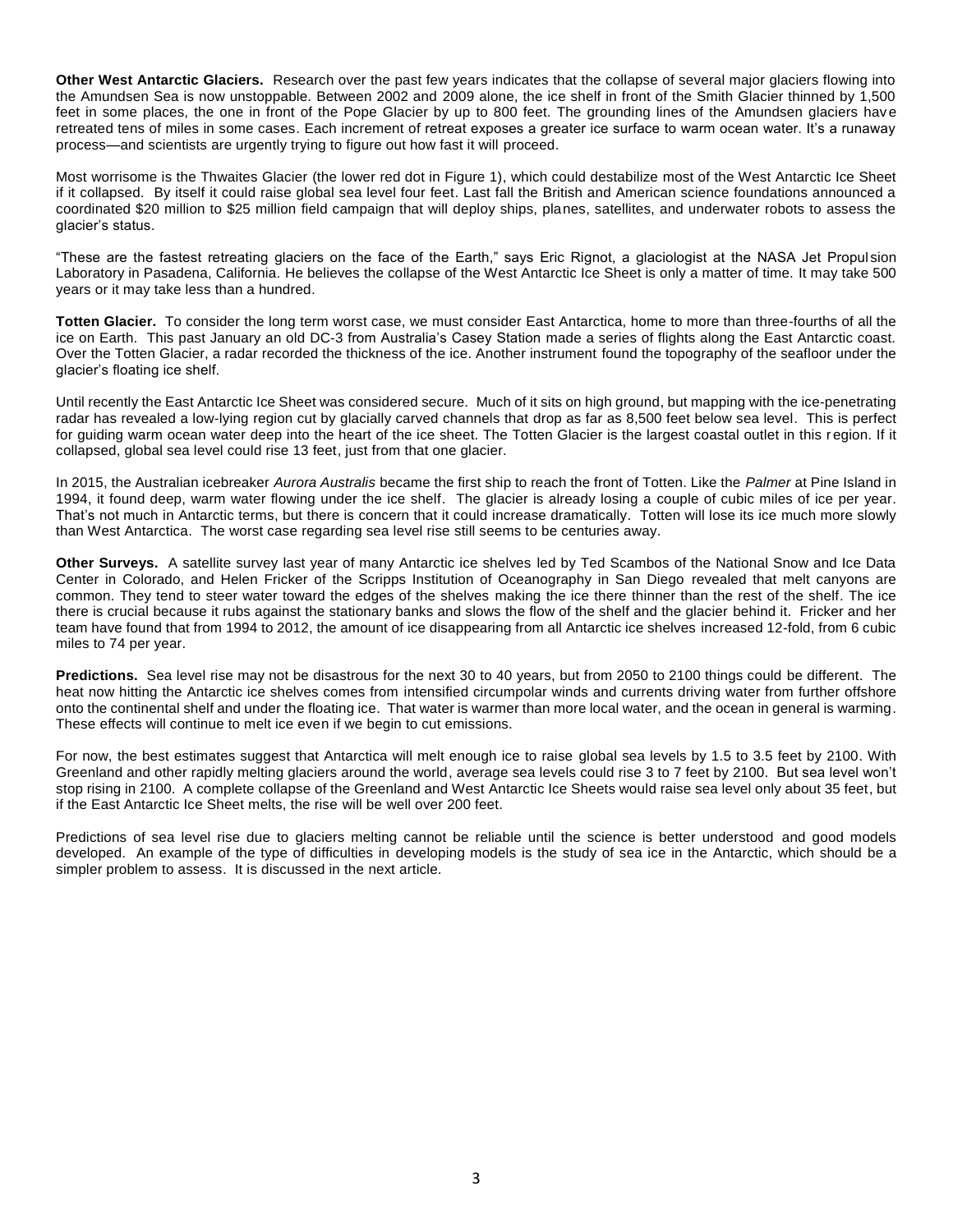**Other West Antarctic Glaciers.** Research over the past few years indicates that the collapse of several major glaciers flowing into the Amundsen Sea is now unstoppable. Between 2002 and 2009 alone, the ice shelf in front of the Smith Glacier thinned by 1,500 feet in some places, the one in front of the Pope Glacier by up to 800 feet. The grounding lines of the Amundsen glaciers have retreated tens of miles in some cases. Each increment of retreat exposes a greater ice surface to warm ocean water. It's a runaway process—and scientists are urgently trying to figure out how fast it will proceed.

Most worrisome is the Thwaites Glacier (the lower red dot in Figure 1), which could destabilize most of the West Antarctic Ice Sheet if it collapsed. By itself it could raise global sea level four feet. Last fall the British and American science foundations announced a coordinated $20 million to $25 million field campaign that will deploy ships, planes, satellites, and underwater robots to assess the glacier's status.

"These are the fastest retreating glaciers on the face of the Earth," says Eric Rignot, a glaciologist at the NASA Jet Propulsion Laboratory in Pasadena, California. He believes the collapse of the West Antarctic Ice Sheet is only a matter of time. It may take 500 years or it may take less than a hundred.

**Totten Glacier.** To consider the long term worst case, we must consider East Antarctica, home to more than three-fourths of all the ice on Earth. This past January an old DC-3 from Australia's Casey Station made a series of flights along the East Antarctic coast. Over the Totten Glacier, a radar recorded the thickness of the ice. Another instrument found the topography of the seafloor under the glacier's floating ice shelf.

Until recently the East Antarctic Ice Sheet was considered secure. Much of it sits on high ground, but mapping with the ice-penetrating radar has revealed a low-lying region cut by glacially carved channels that drop as far as 8,500 feet below sea level. This is perfect for guiding warm ocean water deep into the heart of the ice sheet. The Totten Glacier is the largest coastal outlet in this region. If it collapsed, global sea level could rise 13 feet, just from that one glacier.

In 2015, the Australian icebreaker *Aurora Australis* became the first ship to reach the front of Totten. Like the *Palmer* at Pine Island in 1994, it found deep, warm water flowing under the ice shelf. The glacier is already losing a couple of cubic miles of ice per year. That's not much in Antarctic terms, but there is concern that it could increase dramatically. Totten will lose its ice much more slowly than West Antarctica. The worst case regarding sea level rise still seems to be centuries away.

**Other Surveys.** A satellite survey last year of many Antarctic ice shelves led by Ted Scambos of the National Snow and Ice Data Center in Colorado, and Helen Fricker of the Scripps Institution of Oceanography in San Diego revealed that melt canyons are common. They tend to steer water toward the edges of the shelves making the ice there thinner than the rest of the shelf. The ice there is crucial because it rubs against the stationary banks and slows the flow of the shelf and the glacier behind it. Fricker and her team have found that from 1994 to 2012, the amount of ice disappearing from all Antarctic ice shelves increased 12-fold, from 6 cubic miles to 74 per year.

**Predictions.** Sea level rise may not be disastrous for the next 30 to 40 years, but from 2050 to 2100 things could be different. The heat now hitting the Antarctic ice shelves comes from intensified circumpolar winds and currents driving water from further offshore onto the continental shelf and under the floating ice. That water is warmer than more local water, and the ocean in general is warming. These effects will continue to melt ice even if we begin to cut emissions.

For now, the best estimates suggest that Antarctica will melt enough ice to raise global sea levels by 1.5 to 3.5 feet by 2100. With Greenland and other rapidly melting glaciers around the world, average sea levels could rise 3 to 7 feet by 2100. But sea level won't stop rising in 2100. A complete collapse of the Greenland and West Antarctic Ice Sheets would raise sea level only about 35 feet, but if the East Antarctic Ice Sheet melts, the rise will be well over 200 feet.

Predictions of sea level rise due to glaciers melting cannot be reliable until the science is better understood and good models developed. An example of the type of difficulties in developing models is the study of sea ice in the Antarctic, which should be a simpler problem to assess. It is discussed in the next article.